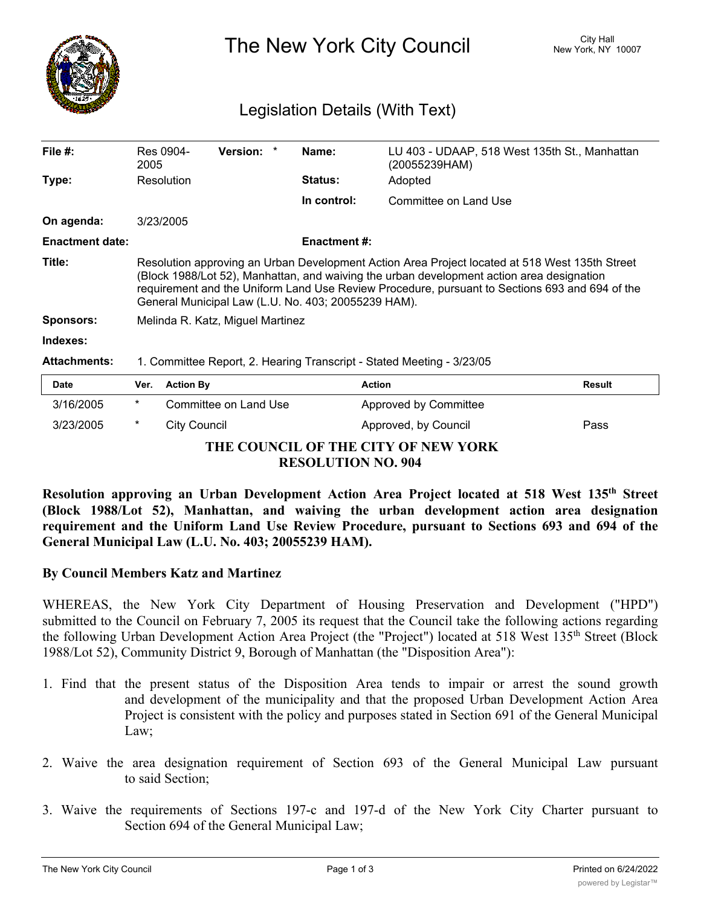# The New York City Council

City Hall
New York, NY 10007

## Legislation Details (With Text)

| | | | |
|---|---|---|---|
| **File #:** | Res 0904-2005 **Version:** * | **Name:** | LU 403 - UDAAP, 518 West 135th St., Manhattan (20055239HAM) |
| **Type:** | Resolution | **Status:** | Adopted |
| | | **In control:** | Committee on Land Use |
| **On agenda:** | 3/23/2005 | | |
| **Enactment date:** | | **Enactment #:** | |

**Title:** Resolution approving an Urban Development Action Area Project located at 518 West 135th Street (Block 1988/Lot 52), Manhattan, and waiving the urban development action area designation requirement and the Uniform Land Use Review Procedure, pursuant to Sections 693 and 694 of the General Municipal Law (L.U. No. 403; 20055239 HAM).

**Sponsors:** Melinda R. Katz, Miguel Martinez

**Indexes:**

**Attachments:** 1. Committee Report, 2. Hearing Transcript - Stated Meeting - 3/23/05

| Date | Ver. | Action By | Action | Result |
|---|---|---|---|---|
| 3/16/2005 | * | Committee on Land Use | Approved by Committee | |
| 3/23/2005 | * | City Council | Approved, by Council | Pass |

**THE COUNCIL OF THE CITY OF NEW YORK**
**RESOLUTION NO. 904**

**Resolution approving an Urban Development Action Area Project located at 518 West 135th Street (Block 1988/Lot 52), Manhattan, and waiving the urban development action area designation requirement and the Uniform Land Use Review Procedure, pursuant to Sections 693 and 694 of the General Municipal Law (L.U. No. 403; 20055239 HAM).**

**By Council Members Katz and Martinez**

WHEREAS, the New York City Department of Housing Preservation and Development ("HPD") submitted to the Council on February 7, 2005 its request that the Council take the following actions regarding the following Urban Development Action Area Project (the "Project") located at 518 West 135th Street (Block 1988/Lot 52), Community District 9, Borough of Manhattan (the "Disposition Area"):

1. Find that the present status of the Disposition Area tends to impair or arrest the sound growth and development of the municipality and that the proposed Urban Development Action Area Project is consistent with the policy and purposes stated in Section 691 of the General Municipal Law;

2. Waive the area designation requirement of Section 693 of the General Municipal Law pursuant to said Section;

3. Waive the requirements of Sections 197-c and 197-d of the New York City Charter pursuant to Section 694 of the General Municipal Law;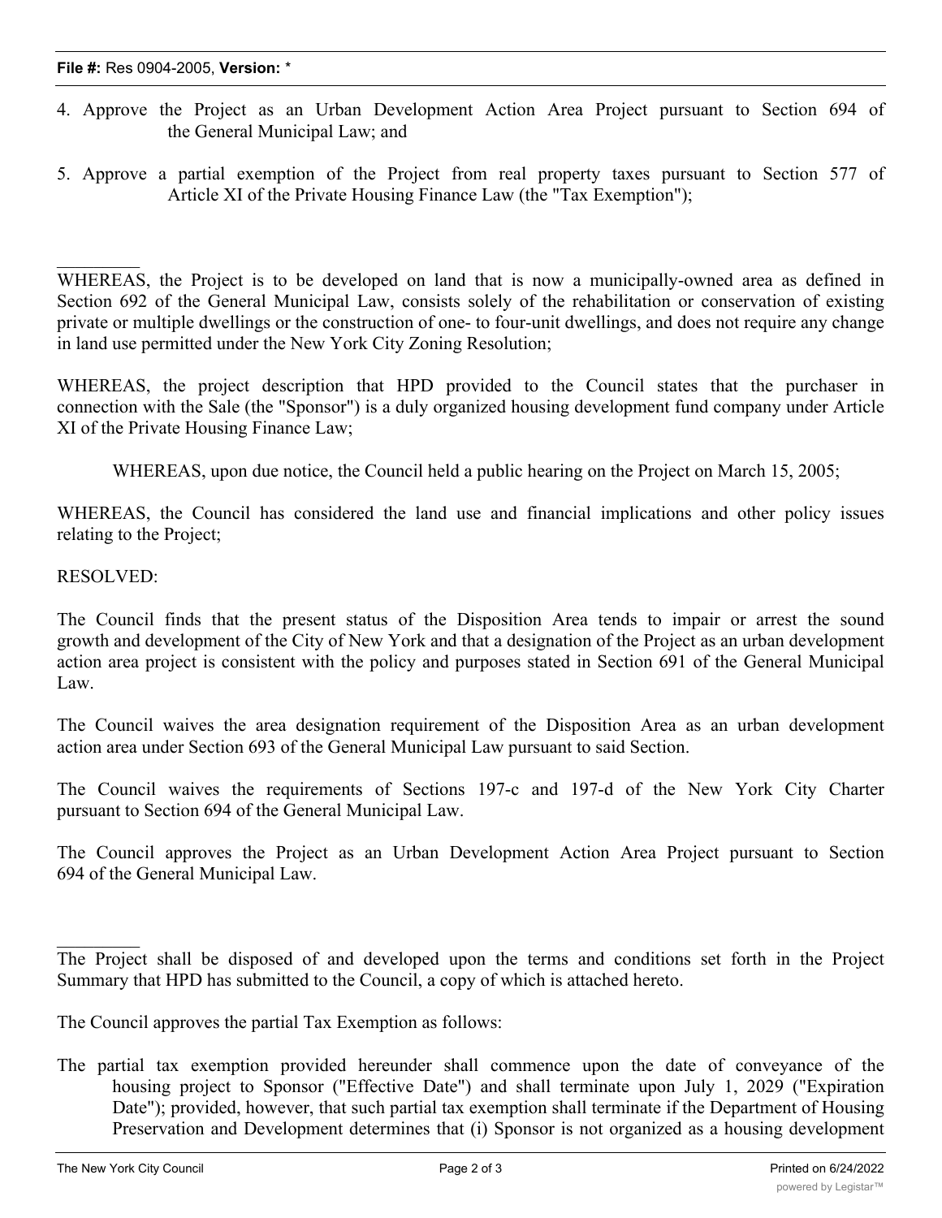4. Approve the Project as an Urban Development Action Area Project pursuant to Section 694 of the General Municipal Law; and

5. Approve a partial exemption of the Project from real property taxes pursuant to Section 577 of Article XI of the Private Housing Finance Law (the "Tax Exemption");

WHEREAS, the Project is to be developed on land that is now a municipally-owned area as defined in Section 692 of the General Municipal Law, consists solely of the rehabilitation or conservation of existing private or multiple dwellings or the construction of one- to four-unit dwellings, and does not require any change in land use permitted under the New York City Zoning Resolution;

WHEREAS, the project description that HPD provided to the Council states that the purchaser in connection with the Sale (the "Sponsor") is a duly organized housing development fund company under Article XI of the Private Housing Finance Law;

WHEREAS, upon due notice, the Council held a public hearing on the Project on March 15, 2005;

WHEREAS, the Council has considered the land use and financial implications and other policy issues relating to the Project;

RESOLVED:

The Council finds that the present status of the Disposition Area tends to impair or arrest the sound growth and development of the City of New York and that a designation of the Project as an urban development action area project is consistent with the policy and purposes stated in Section 691 of the General Municipal Law.

The Council waives the area designation requirement of the Disposition Area as an urban development action area under Section 693 of the General Municipal Law pursuant to said Section.

The Council waives the requirements of Sections 197-c and 197-d of the New York City Charter pursuant to Section 694 of the General Municipal Law.

The Council approves the Project as an Urban Development Action Area Project pursuant to Section 694 of the General Municipal Law.

The Project shall be disposed of and developed upon the terms and conditions set forth in the Project Summary that HPD has submitted to the Council, a copy of which is attached hereto.

The Council approves the partial Tax Exemption as follows:

The partial tax exemption provided hereunder shall commence upon the date of conveyance of the housing project to Sponsor ("Effective Date") and shall terminate upon July 1, 2029 ("Expiration Date"); provided, however, that such partial tax exemption shall terminate if the Department of Housing Preservation and Development determines that (i) Sponsor is not organized as a housing development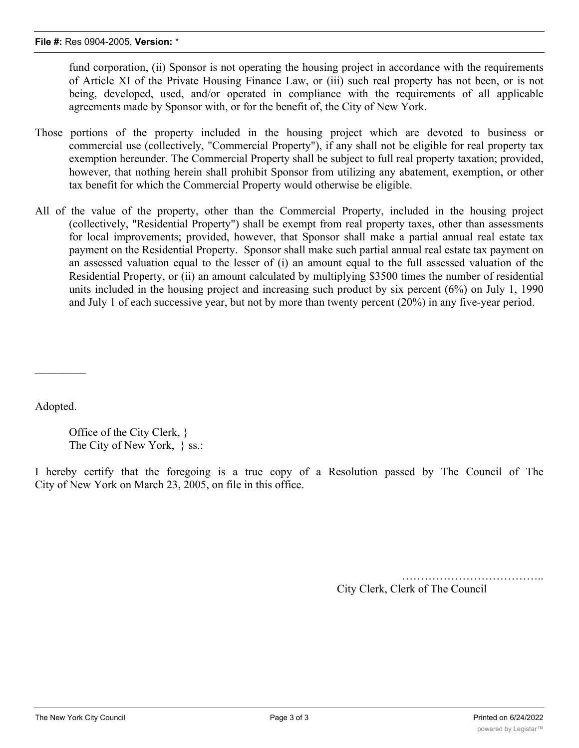fund corporation, (ii) Sponsor is not operating the housing project in accordance with the requirements of Article XI of the Private Housing Finance Law, or (iii) such real property has not been, or is not being, developed, used, and/or operated in compliance with the requirements of all applicable agreements made by Sponsor with, or for the benefit of, the City of New York.

Those portions of the property included in the housing project which are devoted to business or commercial use (collectively, "Commercial Property"), if any shall not be eligible for real property tax exemption hereunder. The Commercial Property shall be subject to full real property taxation; provided, however, that nothing herein shall prohibit Sponsor from utilizing any abatement, exemption, or other tax benefit for which the Commercial Property would otherwise be eligible.

All of the value of the property, other than the Commercial Property, included in the housing project (collectively, "Residential Property") shall be exempt from real property taxes, other than assessments for local improvements; provided, however, that Sponsor shall make a partial annual real estate tax payment on the Residential Property. Sponsor shall make such partial annual real estate tax payment on an assessed valuation equal to the lesser of (i) an amount equal to the full assessed valuation of the Residential Property, or (ii) an amount calculated by multiplying $3500 times the number of residential units included in the housing project and increasing such product by six percent (6%) on July 1, 1990 and July 1 of each successive year, but not by more than twenty percent (20%) in any five-year period.

\_\_\_\_\_\_\_\_\_

Adopted.

Office of the City Clerk, }
The City of New York, } ss.:

I hereby certify that the foregoing is a true copy of a Resolution passed by The Council of The City of New York on March 23, 2005, on file in this office.

………………………………..
City Clerk, Clerk of The Council